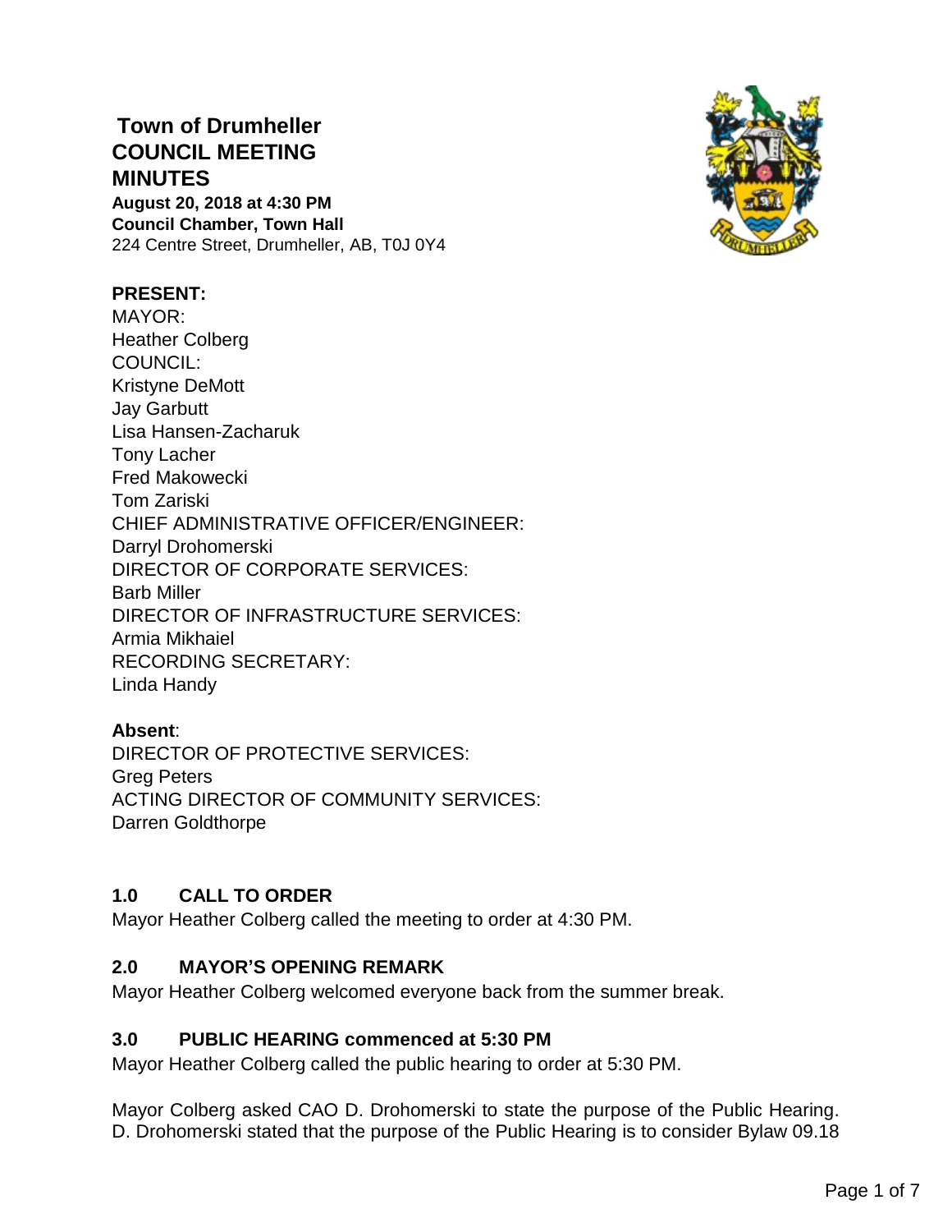# Town of Drumheller
# COUNCIL MEETING MINUTES

**August 20, 2018 at 4:30 PM**
**Council Chamber, Town Hall**
224 Centre Street, Drumheller, AB, T0J 0Y4

**PRESENT:**
MAYOR:
Heather Colberg
COUNCIL:
Kristyne DeMott
Jay Garbutt
Lisa Hansen-Zacharuk
Tony Lacher
Fred Makowecki
Tom Zariski
CHIEF ADMINISTRATIVE OFFICER/ENGINEER:
Darryl Drohomerski
DIRECTOR OF CORPORATE SERVICES:
Barb Miller
DIRECTOR OF INFRASTRUCTURE SERVICES:
Armia Mikhaiel
RECORDING SECRETARY:
Linda Handy

**Absent**:
DIRECTOR OF PROTECTIVE SERVICES:
Greg Peters
ACTING DIRECTOR OF COMMUNITY SERVICES:
Darren Goldthorpe

## 1.0 CALL TO ORDER

Mayor Heather Colberg called the meeting to order at 4:30 PM.

## 2.0 MAYOR'S OPENING REMARK

Mayor Heather Colberg welcomed everyone back from the summer break.

## 3.0 PUBLIC HEARING commenced at 5:30 PM

Mayor Heather Colberg called the public hearing to order at 5:30 PM.

Mayor Colberg asked CAO D. Drohomerski to state the purpose of the Public Hearing. D. Drohomerski stated that the purpose of the Public Hearing is to consider Bylaw 09.18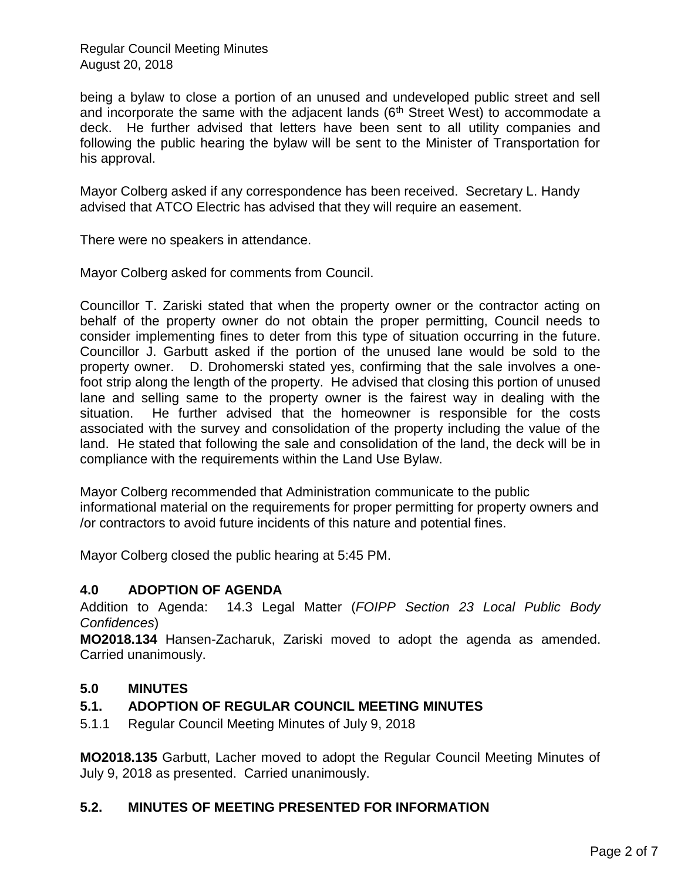being a bylaw to close a portion of an unused and undeveloped public street and sell and incorporate the same with the adjacent lands (6th Street West) to accommodate a deck. He further advised that letters have been sent to all utility companies and following the public hearing the bylaw will be sent to the Minister of Transportation for his approval.

Mayor Colberg asked if any correspondence has been received. Secretary L. Handy advised that ATCO Electric has advised that they will require an easement.

There were no speakers in attendance.

Mayor Colberg asked for comments from Council.

Councillor T. Zariski stated that when the property owner or the contractor acting on behalf of the property owner do not obtain the proper permitting, Council needs to consider implementing fines to deter from this type of situation occurring in the future. Councillor J. Garbutt asked if the portion of the unused lane would be sold to the property owner. D. Drohomerski stated yes, confirming that the sale involves a one-foot strip along the length of the property. He advised that closing this portion of unused lane and selling same to the property owner is the fairest way in dealing with the situation. He further advised that the homeowner is responsible for the costs associated with the survey and consolidation of the property including the value of the land. He stated that following the sale and consolidation of the land, the deck will be in compliance with the requirements within the Land Use Bylaw.

Mayor Colberg recommended that Administration communicate to the public informational material on the requirements for proper permitting for property owners and /or contractors to avoid future incidents of this nature and potential fines.

Mayor Colberg closed the public hearing at 5:45 PM.

## 4.0 ADOPTION OF AGENDA

Addition to Agenda: 14.3 Legal Matter (*FOIPP Section 23 Local Public Body Confidences*)

**MO2018.134** Hansen-Zacharuk, Zariski moved to adopt the agenda as amended. Carried unanimously.

## 5.0 MINUTES

### 5.1. ADOPTION OF REGULAR COUNCIL MEETING MINUTES

5.1.1 Regular Council Meeting Minutes of July 9, 2018

**MO2018.135** Garbutt, Lacher moved to adopt the Regular Council Meeting Minutes of July 9, 2018 as presented. Carried unanimously.

### 5.2. MINUTES OF MEETING PRESENTED FOR INFORMATION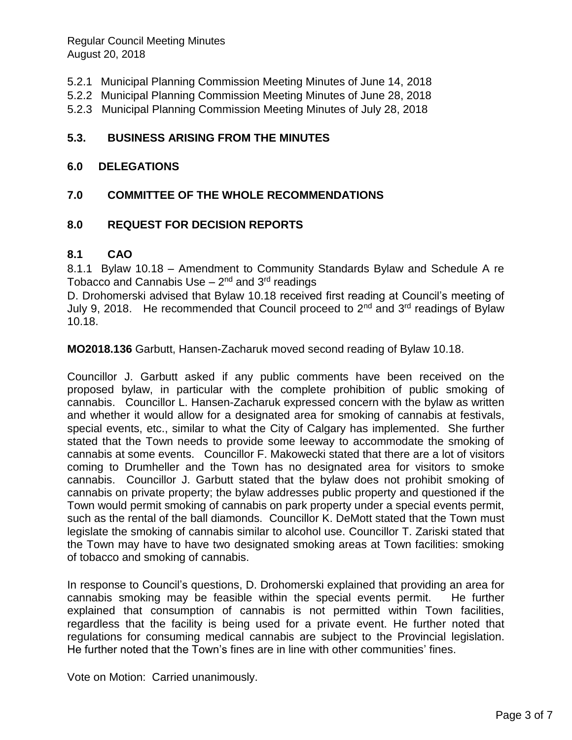5.2.1 Municipal Planning Commission Meeting Minutes of June 14, 2018
5.2.2 Municipal Planning Commission Meeting Minutes of June 28, 2018
5.2.3 Municipal Planning Commission Meeting Minutes of July 28, 2018

## 5.3. BUSINESS ARISING FROM THE MINUTES

## 6.0 DELEGATIONS

## 7.0 COMMITTEE OF THE WHOLE RECOMMENDATIONS

## 8.0 REQUEST FOR DECISION REPORTS

### 8.1 CAO

8.1.1 Bylaw 10.18 – Amendment to Community Standards Bylaw and Schedule A re Tobacco and Cannabis Use – 2nd and 3rd readings

D. Drohomerski advised that Bylaw 10.18 received first reading at Council's meeting of July 9, 2018. He recommended that Council proceed to 2nd and 3rd readings of Bylaw 10.18.

**MO2018.136** Garbutt, Hansen-Zacharuk moved second reading of Bylaw 10.18.

Councillor J. Garbutt asked if any public comments have been received on the proposed bylaw, in particular with the complete prohibition of public smoking of cannabis. Councillor L. Hansen-Zacharuk expressed concern with the bylaw as written and whether it would allow for a designated area for smoking of cannabis at festivals, special events, etc., similar to what the City of Calgary has implemented. She further stated that the Town needs to provide some leeway to accommodate the smoking of cannabis at some events. Councillor F. Makowecki stated that there are a lot of visitors coming to Drumheller and the Town has no designated area for visitors to smoke cannabis. Councillor J. Garbutt stated that the bylaw does not prohibit smoking of cannabis on private property; the bylaw addresses public property and questioned if the Town would permit smoking of cannabis on park property under a special events permit, such as the rental of the ball diamonds. Councillor K. DeMott stated that the Town must legislate the smoking of cannabis similar to alcohol use. Councillor T. Zariski stated that the Town may have to have two designated smoking areas at Town facilities: smoking of tobacco and smoking of cannabis.

In response to Council's questions, D. Drohomerski explained that providing an area for cannabis smoking may be feasible within the special events permit. He further explained that consumption of cannabis is not permitted within Town facilities, regardless that the facility is being used for a private event. He further noted that regulations for consuming medical cannabis are subject to the Provincial legislation. He further noted that the Town's fines are in line with other communities' fines.

Vote on Motion: Carried unanimously.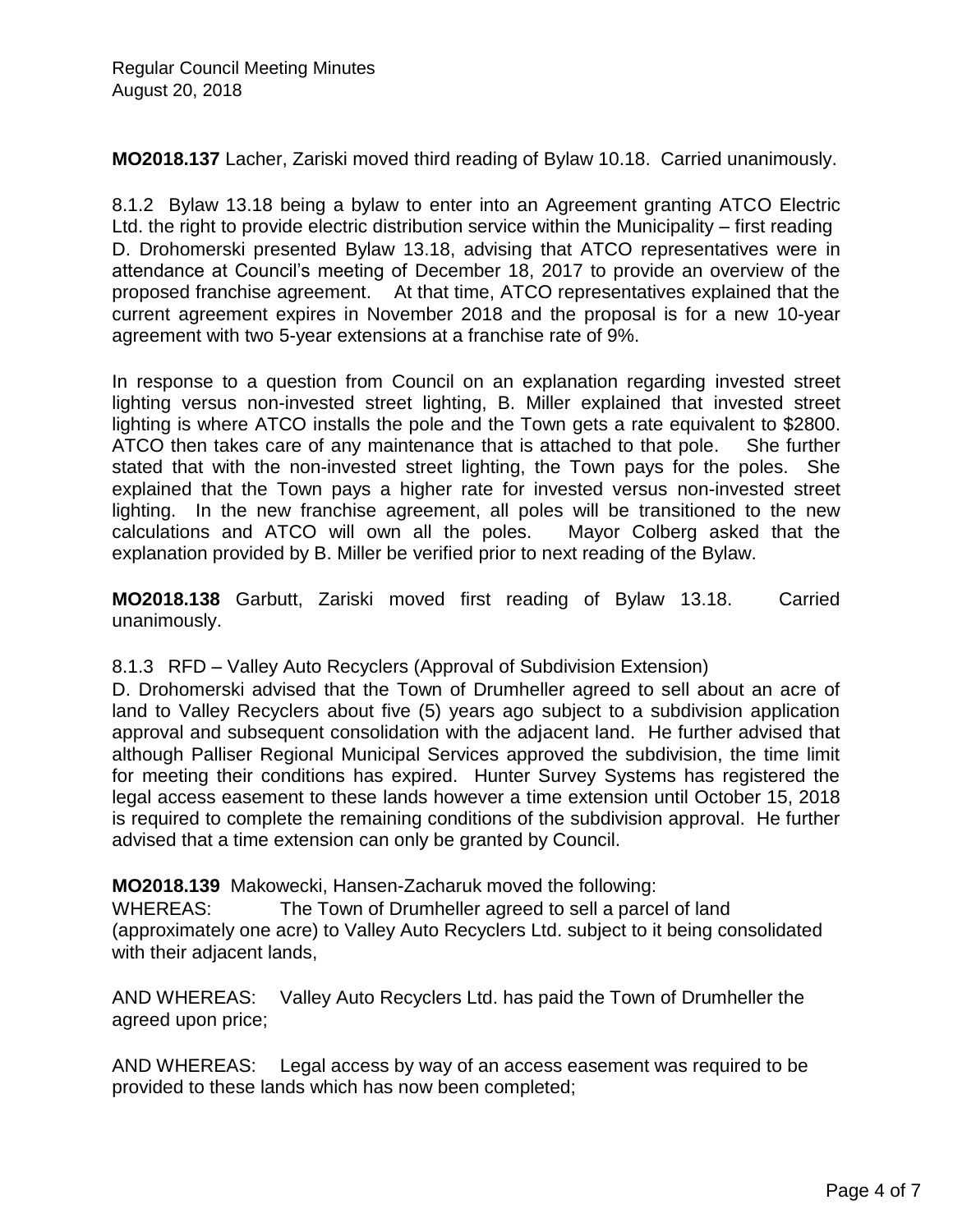**MO2018.137** Lacher, Zariski moved third reading of Bylaw 10.18. Carried unanimously.

8.1.2 Bylaw 13.18 being a bylaw to enter into an Agreement granting ATCO Electric Ltd. the right to provide electric distribution service within the Municipality – first reading
D. Drohomerski presented Bylaw 13.18, advising that ATCO representatives were in attendance at Council's meeting of December 18, 2017 to provide an overview of the proposed franchise agreement. At that time, ATCO representatives explained that the current agreement expires in November 2018 and the proposal is for a new 10-year agreement with two 5-year extensions at a franchise rate of 9%.

In response to a question from Council on an explanation regarding invested street lighting versus non-invested street lighting, B. Miller explained that invested street lighting is where ATCO installs the pole and the Town gets a rate equivalent to $2800. ATCO then takes care of any maintenance that is attached to that pole. She further stated that with the non-invested street lighting, the Town pays for the poles. She explained that the Town pays a higher rate for invested versus non-invested street lighting. In the new franchise agreement, all poles will be transitioned to the new calculations and ATCO will own all the poles. Mayor Colberg asked that the explanation provided by B. Miller be verified prior to next reading of the Bylaw.

**MO2018.138** Garbutt, Zariski moved first reading of Bylaw 13.18. Carried unanimously.

8.1.3 RFD – Valley Auto Recyclers (Approval of Subdivision Extension)
D. Drohomerski advised that the Town of Drumheller agreed to sell about an acre of land to Valley Recyclers about five (5) years ago subject to a subdivision application approval and subsequent consolidation with the adjacent land. He further advised that although Palliser Regional Municipal Services approved the subdivision, the time limit for meeting their conditions has expired. Hunter Survey Systems has registered the legal access easement to these lands however a time extension until October 15, 2018 is required to complete the remaining conditions of the subdivision approval. He further advised that a time extension can only be granted by Council.

**MO2018.139** Makowecki, Hansen-Zacharuk moved the following:
WHEREAS: The Town of Drumheller agreed to sell a parcel of land (approximately one acre) to Valley Auto Recyclers Ltd. subject to it being consolidated with their adjacent lands,

AND WHEREAS: Valley Auto Recyclers Ltd. has paid the Town of Drumheller the agreed upon price;

AND WHEREAS: Legal access by way of an access easement was required to be provided to these lands which has now been completed;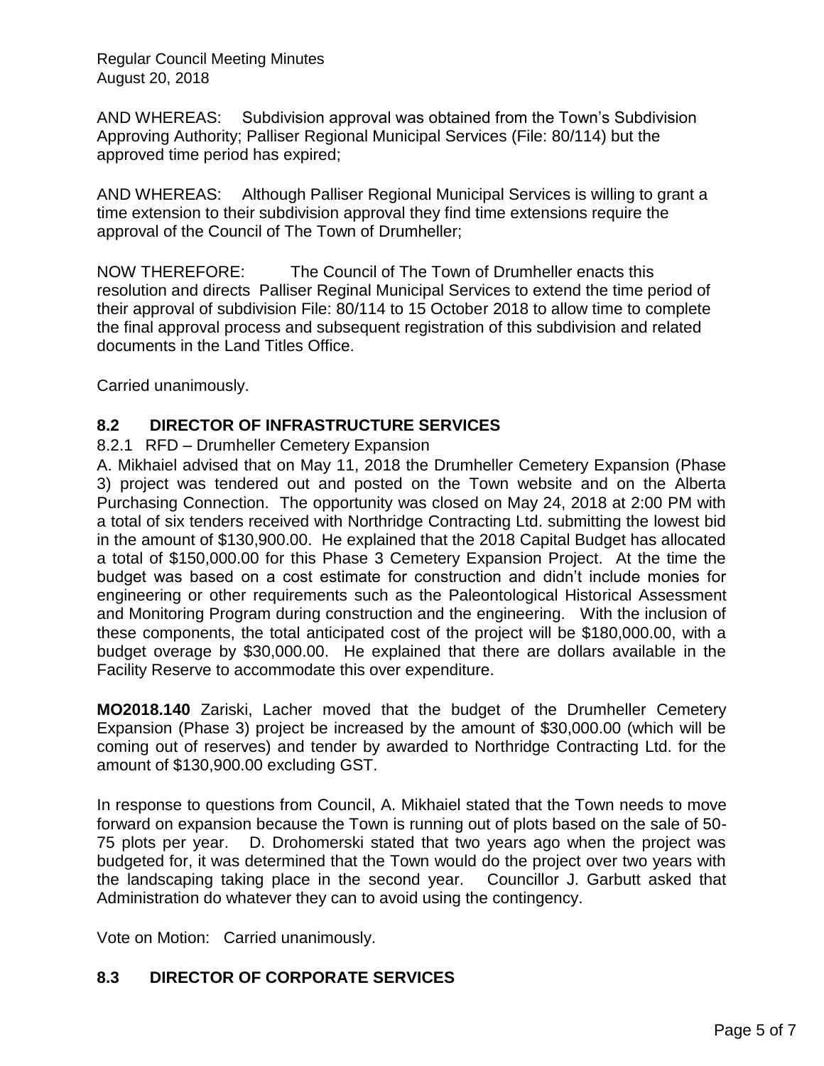AND WHEREAS: Subdivision approval was obtained from the Town's Subdivision Approving Authority; Palliser Regional Municipal Services (File: 80/114) but the approved time period has expired;

AND WHEREAS: Although Palliser Regional Municipal Services is willing to grant a time extension to their subdivision approval they find time extensions require the approval of the Council of The Town of Drumheller;

NOW THEREFORE: The Council of The Town of Drumheller enacts this resolution and directs Palliser Reginal Municipal Services to extend the time period of their approval of subdivision File: 80/114 to 15 October 2018 to allow time to complete the final approval process and subsequent registration of this subdivision and related documents in the Land Titles Office.

Carried unanimously.

## 8.2 DIRECTOR OF INFRASTRUCTURE SERVICES

8.2.1 RFD – Drumheller Cemetery Expansion

A. Mikhaiel advised that on May 11, 2018 the Drumheller Cemetery Expansion (Phase 3) project was tendered out and posted on the Town website and on the Alberta Purchasing Connection. The opportunity was closed on May 24, 2018 at 2:00 PM with a total of six tenders received with Northridge Contracting Ltd. submitting the lowest bid in the amount of $130,900.00. He explained that the 2018 Capital Budget has allocated a total of $150,000.00 for this Phase 3 Cemetery Expansion Project. At the time the budget was based on a cost estimate for construction and didn't include monies for engineering or other requirements such as the Paleontological Historical Assessment and Monitoring Program during construction and the engineering. With the inclusion of these components, the total anticipated cost of the project will be $180,000.00, with a budget overage by $30,000.00. He explained that there are dollars available in the Facility Reserve to accommodate this over expenditure.

**MO2018.140** Zariski, Lacher moved that the budget of the Drumheller Cemetery Expansion (Phase 3) project be increased by the amount of $30,000.00 (which will be coming out of reserves) and tender by awarded to Northridge Contracting Ltd. for the amount of $130,900.00 excluding GST.

In response to questions from Council, A. Mikhaiel stated that the Town needs to move forward on expansion because the Town is running out of plots based on the sale of 50-75 plots per year. D. Drohomerski stated that two years ago when the project was budgeted for, it was determined that the Town would do the project over two years with the landscaping taking place in the second year. Councillor J. Garbutt asked that Administration do whatever they can to avoid using the contingency.

Vote on Motion: Carried unanimously.

## 8.3 DIRECTOR OF CORPORATE SERVICES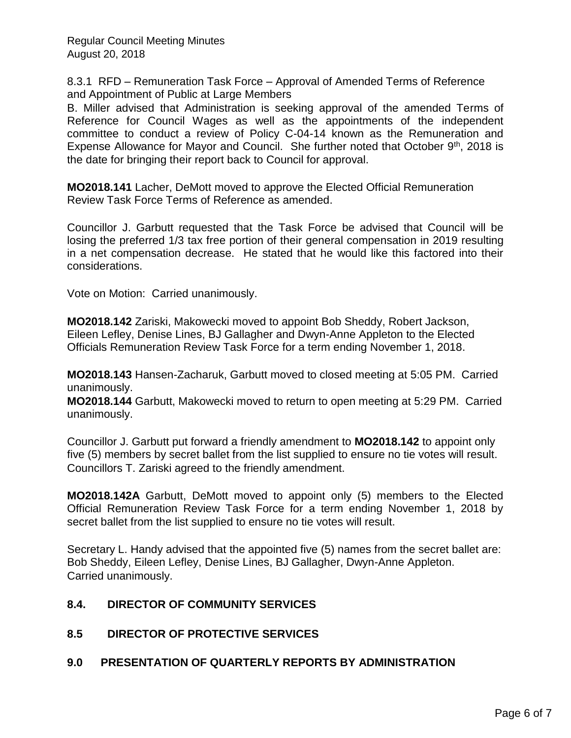8.3.1 RFD – Remuneration Task Force – Approval of Amended Terms of Reference and Appointment of Public at Large Members

B. Miller advised that Administration is seeking approval of the amended Terms of Reference for Council Wages as well as the appointments of the independent committee to conduct a review of Policy C-04-14 known as the Remuneration and Expense Allowance for Mayor and Council. She further noted that October 9th, 2018 is the date for bringing their report back to Council for approval.

**MO2018.141** Lacher, DeMott moved to approve the Elected Official Remuneration Review Task Force Terms of Reference as amended.

Councillor J. Garbutt requested that the Task Force be advised that Council will be losing the preferred 1/3 tax free portion of their general compensation in 2019 resulting in a net compensation decrease. He stated that he would like this factored into their considerations.

Vote on Motion: Carried unanimously.

**MO2018.142** Zariski, Makowecki moved to appoint Bob Sheddy, Robert Jackson, Eileen Lefley, Denise Lines, BJ Gallagher and Dwyn-Anne Appleton to the Elected Officials Remuneration Review Task Force for a term ending November 1, 2018.

**MO2018.143** Hansen-Zacharuk, Garbutt moved to closed meeting at 5:05 PM. Carried unanimously.

**MO2018.144** Garbutt, Makowecki moved to return to open meeting at 5:29 PM. Carried unanimously.

Councillor J. Garbutt put forward a friendly amendment to **MO2018.142** to appoint only five (5) members by secret ballet from the list supplied to ensure no tie votes will result. Councillors T. Zariski agreed to the friendly amendment.

**MO2018.142A** Garbutt, DeMott moved to appoint only (5) members to the Elected Official Remuneration Review Task Force for a term ending November 1, 2018 by secret ballet from the list supplied to ensure no tie votes will result.

Secretary L. Handy advised that the appointed five (5) names from the secret ballet are: Bob Sheddy, Eileen Lefley, Denise Lines, BJ Gallagher, Dwyn-Anne Appleton.
Carried unanimously.

## 8.4. DIRECTOR OF COMMUNITY SERVICES

## 8.5 DIRECTOR OF PROTECTIVE SERVICES

## 9.0 PRESENTATION OF QUARTERLY REPORTS BY ADMINISTRATION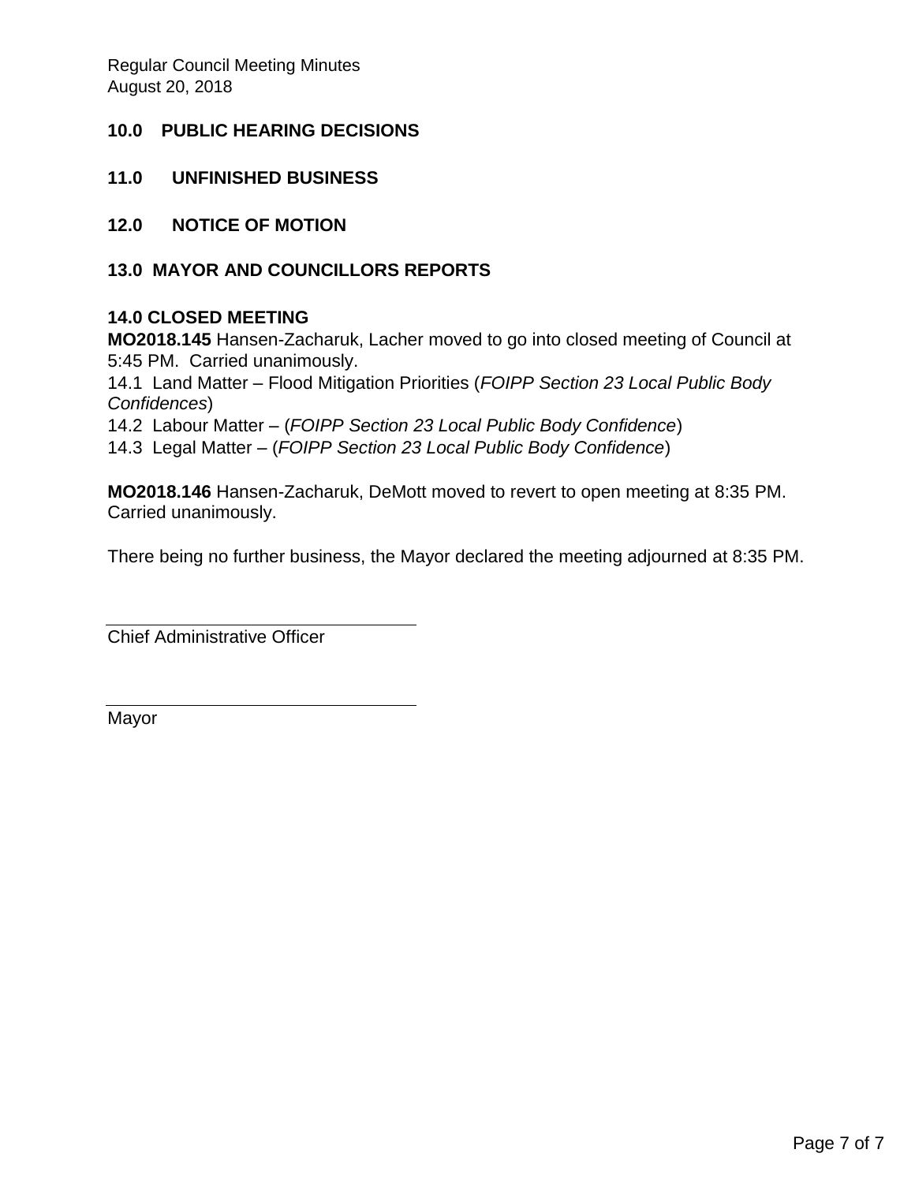## 10.0 PUBLIC HEARING DECISIONS

## 11.0 UNFINISHED BUSINESS

## 12.0 NOTICE OF MOTION

## 13.0 MAYOR AND COUNCILLORS REPORTS

## 14.0 CLOSED MEETING

**MO2018.145** Hansen-Zacharuk, Lacher moved to go into closed meeting of Council at 5:45 PM. Carried unanimously.

14.1 Land Matter – Flood Mitigation Priorities (*FOIPP Section 23 Local Public Body Confidences*)

14.2 Labour Matter – (*FOIPP Section 23 Local Public Body Confidence*)

14.3 Legal Matter – (*FOIPP Section 23 Local Public Body Confidence*)

**MO2018.146** Hansen-Zacharuk, DeMott moved to revert to open meeting at 8:35 PM. Carried unanimously.

There being no further business, the Mayor declared the meeting adjourned at 8:35 PM.

\_\_\_\_\_\_\_\_\_\_\_\_\_\_\_\_\_\_\_\_\_\_\_\_\_\_\_\_\_\_\_\_\_\_

Chief Administrative Officer

\_\_\_\_\_\_\_\_\_\_\_\_\_\_\_\_\_\_\_\_\_\_\_\_\_\_\_\_\_\_\_\_\_\_

Mayor